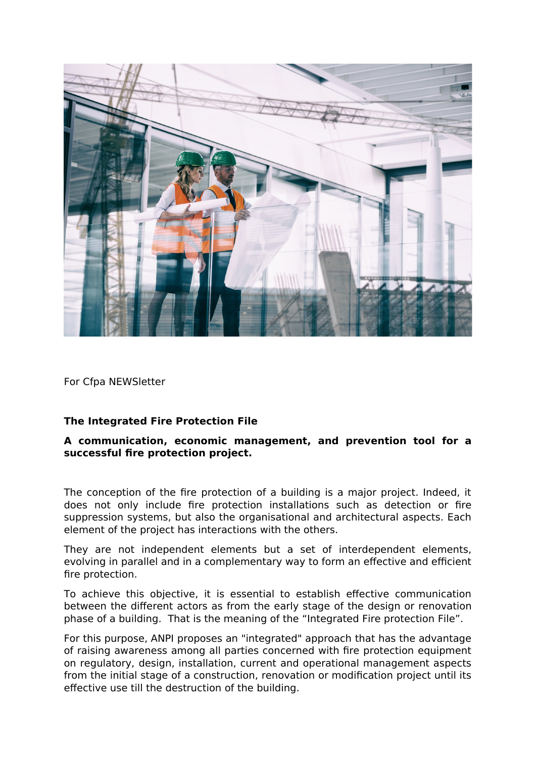For Cfpa NEWSletter

**The Integrated Fire Protection File**

**A communication, economic management, and prevention tool for a successful fire protection project.**

The conception of the fire protection of a building is a major project. Indeed, it does not only include fire protection installations such as detection or fire suppression systems, but also the organisational and architectural aspects. Each element of the project has interactions with the others.

They are not independent elements but a set of interdependent elements, evolving in parallel and in a complementary way to form an effective and efficient fire protection.

To achieve this objective, it is essential to establish effective communication between the different actors as from the early stage of the design or renovation phase of a building. That is the meaning of the "Integrated Fire protection File".

For this purpose, ANPI proposes an "integrated" approach that has the advantage of raising awareness among all parties concerned with fire protection equipment on regulatory, design, installation, current and operational management aspects from the initial stage of a construction, renovation or modification project until its effective use till the destruction of the building.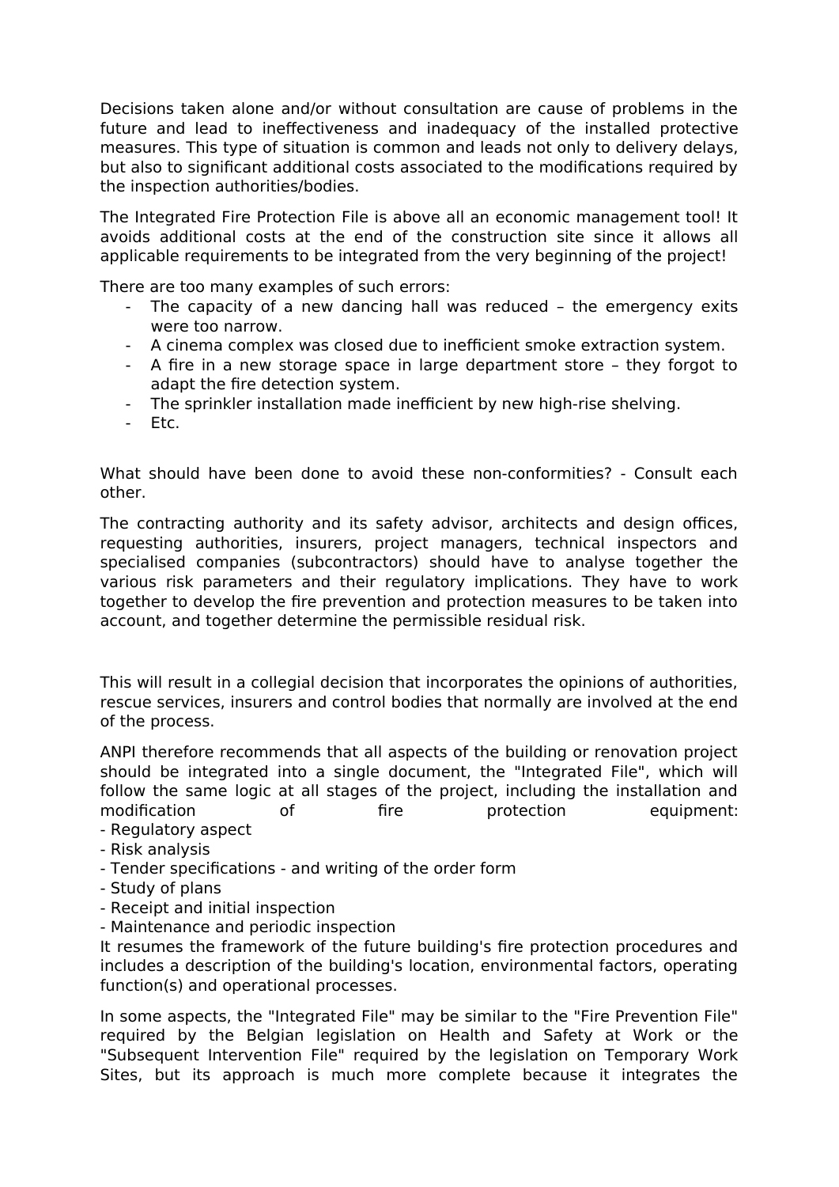Decisions taken alone and/or without consultation are cause of problems in the future and lead to ineffectiveness and inadequacy of the installed protective measures. This type of situation is common and leads not only to delivery delays, but also to significant additional costs associated to the modifications required by the inspection authorities/bodies.

The Integrated Fire Protection File is above all an economic management tool! It avoids additional costs at the end of the construction site since it allows all applicable requirements to be integrated from the very beginning of the project!

There are too many examples of such errors:

- The capacity of a new dancing hall was reduced – the emergency exits were too narrow.
- A cinema complex was closed due to inefficient smoke extraction system.
- A fire in a new storage space in large department store – they forgot to adapt the fire detection system.
- The sprinkler installation made inefficient by new high-rise shelving.
- Etc.

What should have been done to avoid these non-conformities? - Consult each other.

The contracting authority and its safety advisor, architects and design offices, requesting authorities, insurers, project managers, technical inspectors and specialised companies (subcontractors) should have to analyse together the various risk parameters and their regulatory implications. They have to work together to develop the fire prevention and protection measures to be taken into account, and together determine the permissible residual risk.

This will result in a collegial decision that incorporates the opinions of authorities, rescue services, insurers and control bodies that normally are involved at the end of the process.

ANPI therefore recommends that all aspects of the building or renovation project should be integrated into a single document, the "Integrated File", which will follow the same logic at all stages of the project, including the installation and modification of fire protection equipment:

- Regulatory aspect
- Risk analysis
- Tender specifications - and writing of the order form
- Study of plans
- Receipt and initial inspection
- Maintenance and periodic inspection

It resumes the framework of the future building's fire protection procedures and includes a description of the building's location, environmental factors, operating function(s) and operational processes.

In some aspects, the "Integrated File" may be similar to the "Fire Prevention File" required by the Belgian legislation on Health and Safety at Work or the "Subsequent Intervention File" required by the legislation on Temporary Work Sites, but its approach is much more complete because it integrates the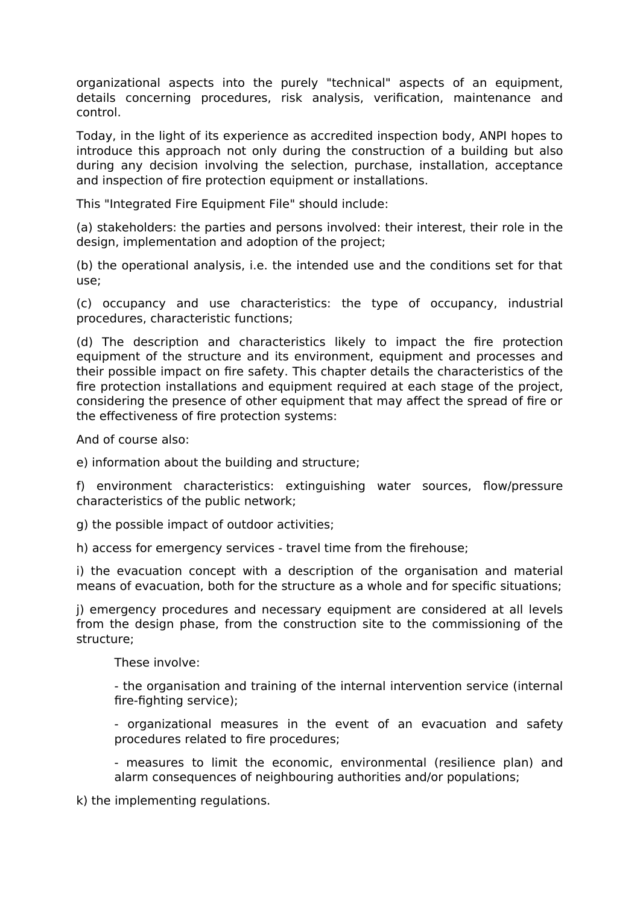organizational aspects into the purely "technical" aspects of an equipment, details concerning procedures, risk analysis, verification, maintenance and control.

Today, in the light of its experience as accredited inspection body, ANPI hopes to introduce this approach not only during the construction of a building but also during any decision involving the selection, purchase, installation, acceptance and inspection of fire protection equipment or installations.

This "Integrated Fire Equipment File" should include:

(a) stakeholders: the parties and persons involved: their interest, their role in the design, implementation and adoption of the project;

(b) the operational analysis, i.e. the intended use and the conditions set for that use;

(c) occupancy and use characteristics: the type of occupancy, industrial procedures, characteristic functions;

(d) The description and characteristics likely to impact the fire protection equipment of the structure and its environment, equipment and processes and their possible impact on fire safety. This chapter details the characteristics of the fire protection installations and equipment required at each stage of the project, considering the presence of other equipment that may affect the spread of fire or the effectiveness of fire protection systems:

And of course also:

e) information about the building and structure;

f) environment characteristics: extinguishing water sources, flow/pressure characteristics of the public network;

g) the possible impact of outdoor activities;

h) access for emergency services - travel time from the firehouse;

i) the evacuation concept with a description of the organisation and material means of evacuation, both for the structure as a whole and for specific situations;

j) emergency procedures and necessary equipment are considered at all levels from the design phase, from the construction site to the commissioning of the structure;

> These involve:
>
> - the organisation and training of the internal intervention service (internal fire-fighting service);
>
> - organizational measures in the event of an evacuation and safety procedures related to fire procedures;
>
> - measures to limit the economic, environmental (resilience plan) and alarm consequences of neighbouring authorities and/or populations;

k) the implementing regulations.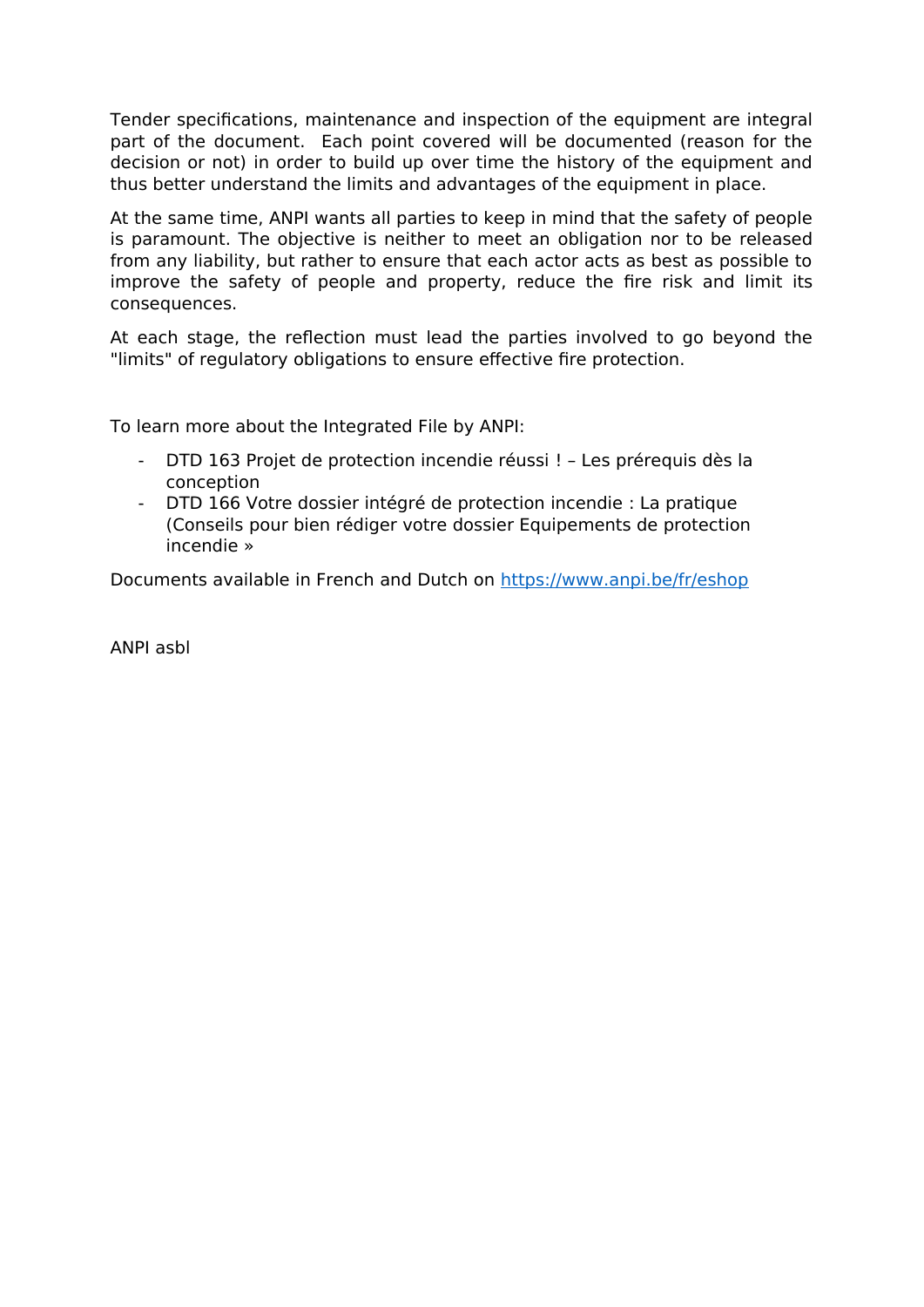Tender specifications, maintenance and inspection of the equipment are integral part of the document. Each point covered will be documented (reason for the decision or not) in order to build up over time the history of the equipment and thus better understand the limits and advantages of the equipment in place.

At the same time, ANPI wants all parties to keep in mind that the safety of people is paramount. The objective is neither to meet an obligation nor to be released from any liability, but rather to ensure that each actor acts as best as possible to improve the safety of people and property, reduce the fire risk and limit its consequences.

At each stage, the reflection must lead the parties involved to go beyond the "limits" of regulatory obligations to ensure effective fire protection.

To learn more about the Integrated File by ANPI:

- DTD 163 Projet de protection incendie réussi ! – Les prérequis dès la conception
- DTD 166 Votre dossier intégré de protection incendie : La pratique (Conseils pour bien rédiger votre dossier Equipements de protection incendie »

Documents available in French and Dutch on [https://www.anpi.be/fr/eshop](https://www.anpi.be/fr/eshop)

ANPI asbl